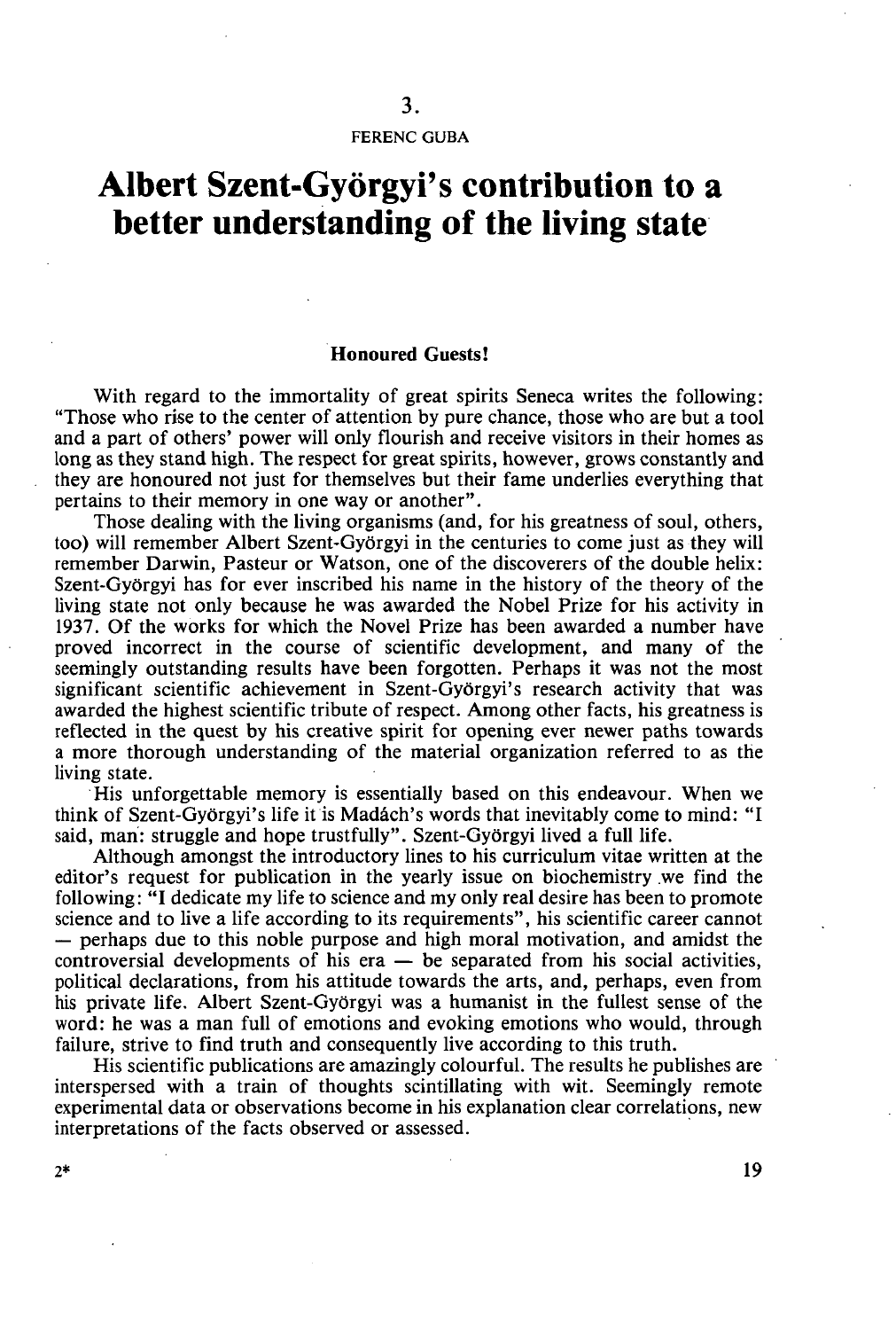3.

FERENC GUBA

# Albert Szent-Györgyi's contribution to a better understanding of the living state

**Honoured Guests!**

With regard to the immortality of great spirits Seneca writes the following: "Those who rise to the center of attention by pure chance, those who are but a tool and a part of others' power will only flourish and receive visitors in their homes as long as they stand high. The respect for great spirits, however, grows constantly and they are honoured not just for themselves but their fame underlies everything that pertains to their memory in one way or another".

Those dealing with the living organisms (and, for his greatness of soul, others, too) will remember Albert Szent-Györgyi in the centuries to come just as they will remember Darwin, Pasteur or Watson, one of the discoverers of the double helix: Szent-Györgyi has for ever inscribed his name in the history of the theory of the living state not only because he was awarded the Nobel Prize for his activity in 1937. Of the works for which the Novel Prize has been awarded a number have proved incorrect in the course of scientific development, and many of the seemingly outstanding results have been forgotten. Perhaps it was not the most significant scientific achievement in Szent-Györgyi's research activity that was awarded the highest scientific tribute of respect. Among other facts, his greatness is reflected in the quest by his creative spirit for opening ever newer paths towards a more thorough understanding of the material organization referred to as the living state.

His unforgettable memory is essentially based on this endeavour. When we think of Szent-Györgyi's life it is Madách's words that inevitably come to mind: "I said, man: struggle and hope trustfully". Szent-Györgyi lived a full life.

Although amongst the introductory lines to his curriculum vitae written at the editor's request for publication in the yearly issue on biochemistry we find the following: "I dedicate my life to science and my only real desire has been to promote science and to live a life according to its requirements", his scientific career cannot — perhaps due to this noble purpose and high moral motivation, and amidst the controversial developments of his era — be separated from his social activities, political declarations, from his attitude towards the arts, and, perhaps, even from his private life. Albert Szent-Györgyi was a humanist in the fullest sense of the word: he was a man full of emotions and evoking emotions who would, through failure, strive to find truth and consequently live according to this truth.

His scientific publications are amazingly colourful. The results he publishes are interspersed with a train of thoughts scintillating with wit. Seemingly remote experimental data or observations become in his explanation clear correlations, new interpretations of the facts observed or assessed.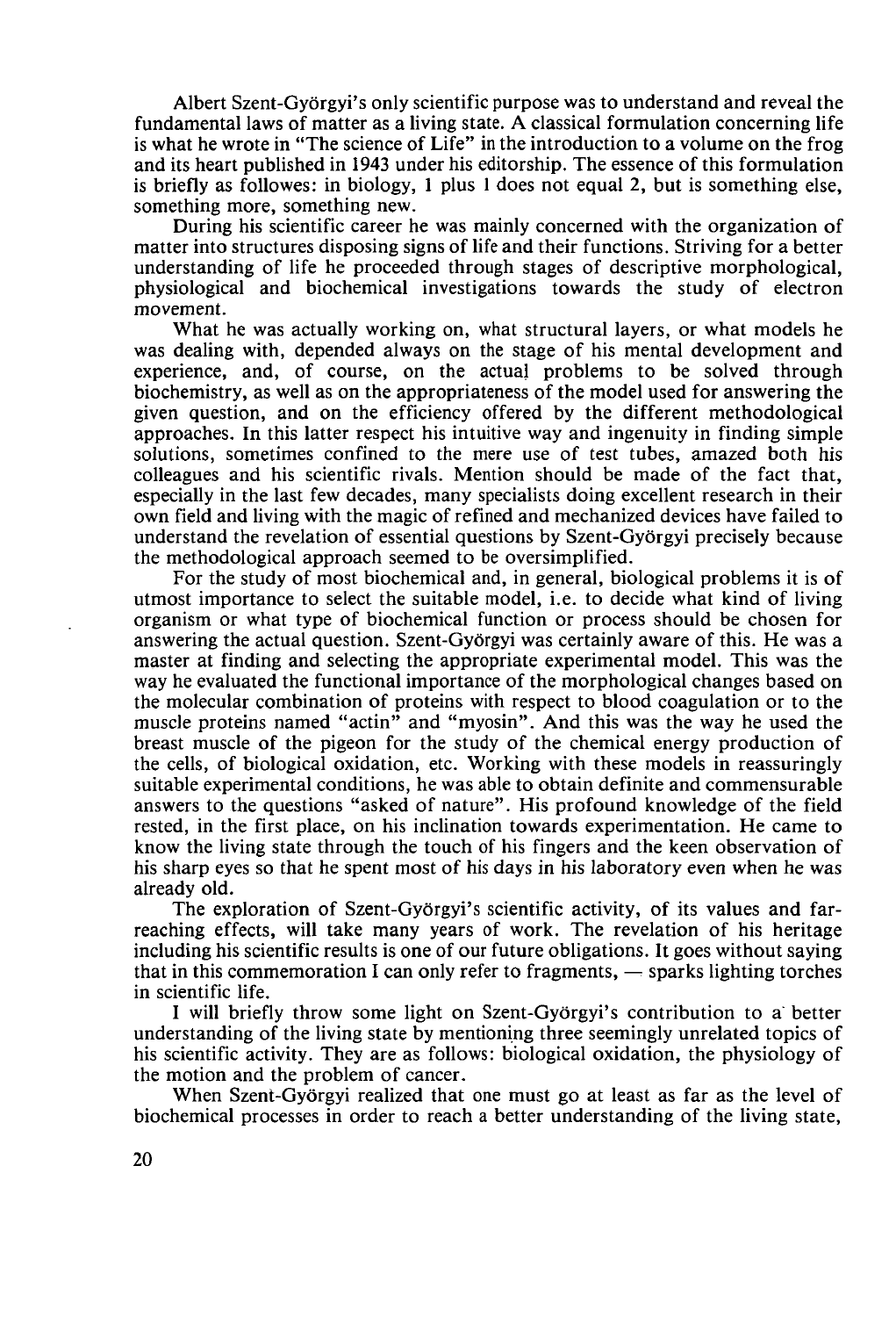Albert Szent-Györgyi's only scientific purpose was to understand and reveal the fundamental laws of matter as a living state. A classical formulation concerning life is what he wrote in "The science of Life" in the introduction to a volume on the frog and its heart published in 1943 under his editorship. The essence of this formulation is briefly as followes: in biology, 1 plus 1 does not equal 2, but is something else, something more, something new.

During his scientific career he was mainly concerned with the organization of matter into structures disposing signs of life and their functions. Striving for a better understanding of life he proceeded through stages of descriptive morphological, physiological and biochemical investigations towards the study of electron movement.

What he was actually working on, what structural layers, or what models he was dealing with, depended always on the stage of his mental development and experience, and, of course, on the actual problems to be solved through biochemistry, as well as on the appropriateness of the model used for answering the given question, and on the efficiency offered by the different methodological approaches. In this latter respect his intuitive way and ingenuity in finding simple solutions, sometimes confined to the mere use of test tubes, amazed both his colleagues and his scientific rivals. Mention should be made of the fact that, especially in the last few decades, many specialists doing excellent research in their own field and living with the magic of refined and mechanized devices have failed to understand the revelation of essential questions by Szent-Györgyi precisely because the methodological approach seemed to be oversimplified.

For the study of most biochemical and, in general, biological problems it is of utmost importance to select the suitable model, i.e. to decide what kind of living organism or what type of biochemical function or process should be chosen for answering the actual question. Szent-Györgyi was certainly aware of this. He was a master at finding and selecting the appropriate experimental model. This was the way he evaluated the functional importance of the morphological changes based on the molecular combination of proteins with respect to blood coagulation or to the muscle proteins named "actin" and "myosin". And this was the way he used the breast muscle of the pigeon for the study of the chemical energy production of the cells, of biological oxidation, etc. Working with these models in reassuringly suitable experimental conditions, he was able to obtain definite and commensurable answers to the questions "asked of nature". His profound knowledge of the field rested, in the first place, on his inclination towards experimentation. He came to know the living state through the touch of his fingers and the keen observation of his sharp eyes so that he spent most of his days in his laboratory even when he was already old.

The exploration of Szent-Györgyi's scientific activity, of its values and far-reaching effects, will take many years of work. The revelation of his heritage including his scientific results is one of our future obligations. It goes without saying that in this commemoration I can only refer to fragments, — sparks lighting torches in scientific life.

I will briefly throw some light on Szent-Györgyi's contribution to a better understanding of the living state by mentioning three seemingly unrelated topics of his scientific activity. They are as follows: biological oxidation, the physiology of the motion and the problem of cancer.

When Szent-Györgyi realized that one must go at least as far as the level of biochemical processes in order to reach a better understanding of the living state,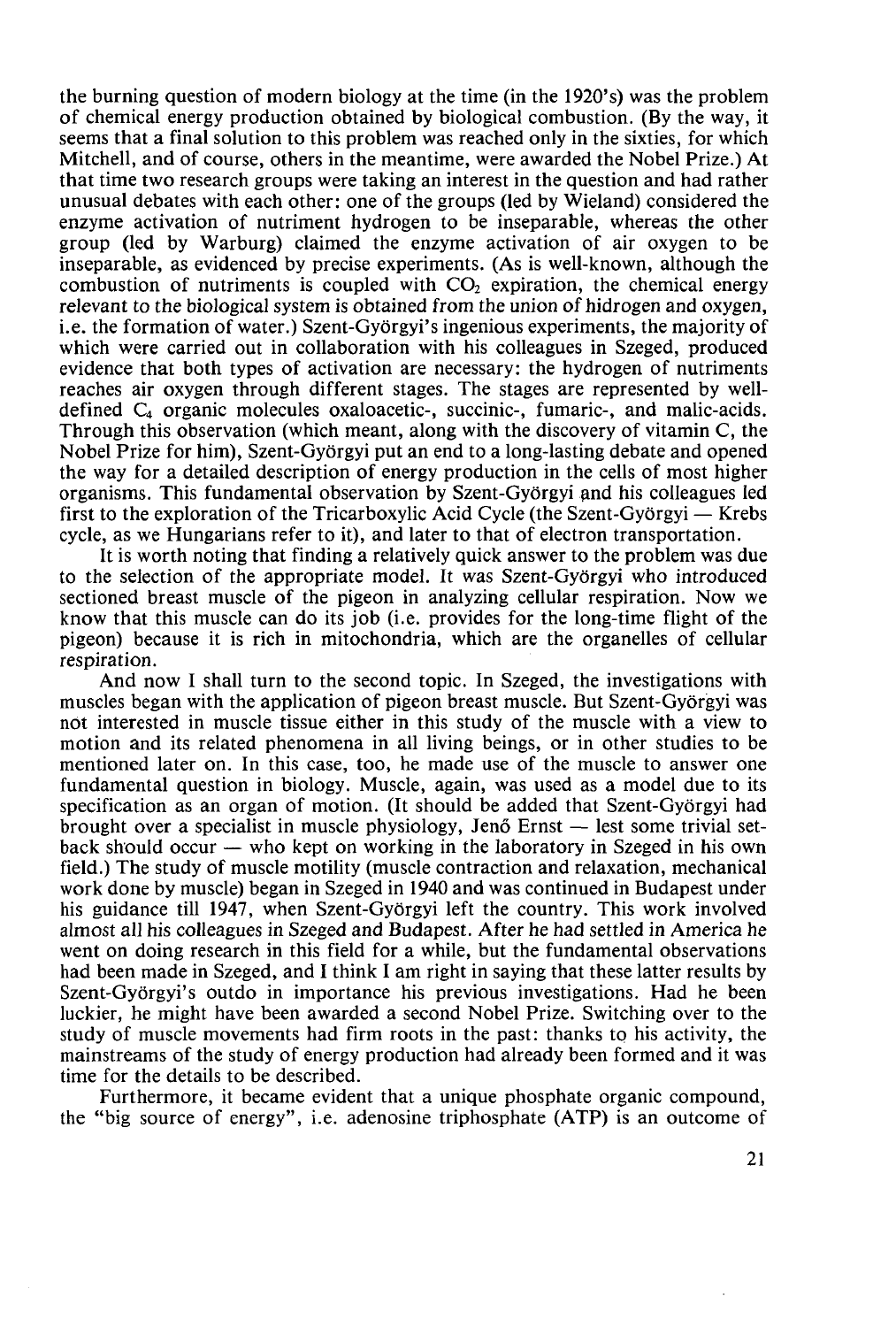the burning question of modern biology at the time (in the 1920's) was the problem of chemical energy production obtained by biological combustion. (By the way, it seems that a final solution to this problem was reached only in the sixties, for which Mitchell, and of course, others in the meantime, were awarded the Nobel Prize.) At that time two research groups were taking an interest in the question and had rather unusual debates with each other: one of the groups (led by Wieland) considered the enzyme activation of nutriment hydrogen to be inseparable, whereas the other group (led by Warburg) claimed the enzyme activation of air oxygen to be inseparable, as evidenced by precise experiments. (As is well-known, although the combustion of nutriments is coupled with $CO_2$ expiration, the chemical energy relevant to the biological system is obtained from the union of hidrogen and oxygen, i.e. the formation of water.) Szent-Györgyi's ingenious experiments, the majority of which were carried out in collaboration with his colleagues in Szeged, produced evidence that both types of activation are necessary: the hydrogen of nutriments reaches air oxygen through different stages. The stages are represented by well-defined $C_4$ organic molecules oxaloacetic-, succinic-, fumaric-, and malic-acids. Through this observation (which meant, along with the discovery of vitamin C, the Nobel Prize for him), Szent-Györgyi put an end to a long-lasting debate and opened the way for a detailed description of energy production in the cells of most higher organisms. This fundamental observation by Szent-Györgyi and his colleagues led first to the exploration of the Tricarboxylic Acid Cycle (the Szent-Györgyi — Krebs cycle, as we Hungarians refer to it), and later to that of electron transportation.

It is worth noting that finding a relatively quick answer to the problem was due to the selection of the appropriate model. It was Szent-Györgyi who introduced sectioned breast muscle of the pigeon in analyzing cellular respiration. Now we know that this muscle can do its job (i.e. provides for the long-time flight of the pigeon) because it is rich in mitochondria, which are the organelles of cellular respiration.

And now I shall turn to the second topic. In Szeged, the investigations with muscles began with the application of pigeon breast muscle. But Szent-Györgyi was not interested in muscle tissue either in this study of the muscle with a view to motion and its related phenomena in all living beings, or in other studies to be mentioned later on. In this case, too, he made use of the muscle to answer one fundamental question in biology. Muscle, again, was used as a model due to its specification as an organ of motion. (It should be added that Szent-Györgyi had brought over a specialist in muscle physiology, Jenő Ernst — lest some trivial set-back should occur — who kept on working in the laboratory in Szeged in his own field.) The study of muscle motility (muscle contraction and relaxation, mechanical work done by muscle) began in Szeged in 1940 and was continued in Budapest under his guidance till 1947, when Szent-Györgyi left the country. This work involved almost all his colleagues in Szeged and Budapest. After he had settled in America he went on doing research in this field for a while, but the fundamental observations had been made in Szeged, and I think I am right in saying that these latter results by Szent-Györgyi's outdo in importance his previous investigations. Had he been luckier, he might have been awarded a second Nobel Prize. Switching over to the study of muscle movements had firm roots in the past: thanks to his activity, the mainstreams of the study of energy production had already been formed and it was time for the details to be described.

Furthermore, it became evident that a unique phosphate organic compound, the "big source of energy", i.e. adenosine triphosphate (ATP) is an outcome of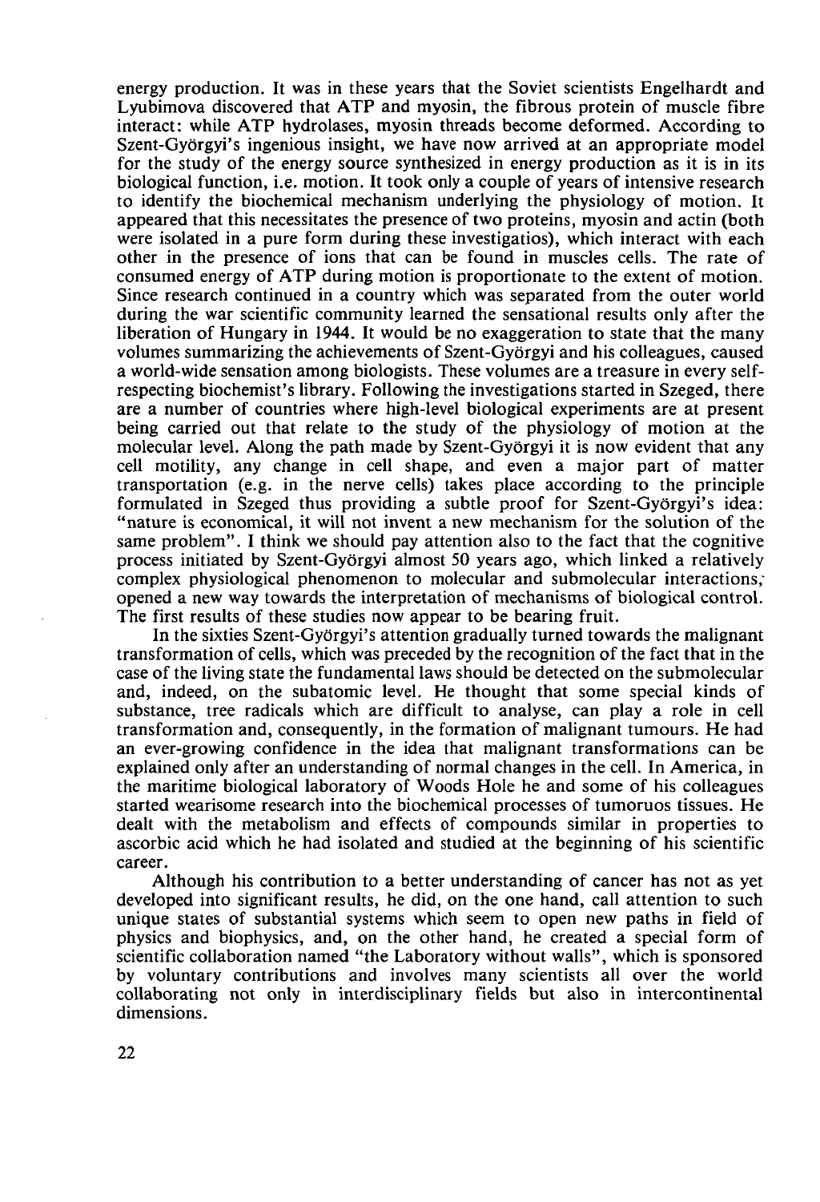energy production. It was in these years that the Soviet scientists Engelhardt and Lyubimova discovered that ATP and myosin, the fibrous protein of muscle fibre interact: while ATP hydrolases, myosin threads become deformed. According to Szent-Györgyi's ingenious insight, we have now arrived at an appropriate model for the study of the energy source synthesized in energy production as it is in its biological function, i.e. motion. It took only a couple of years of intensive research to identify the biochemical mechanism underlying the physiology of motion. It appeared that this necessitates the presence of two proteins, myosin and actin (both were isolated in a pure form during these investigatios), which interact with each other in the presence of ions that can be found in muscles cells. The rate of consumed energy of ATP during motion is proportionate to the extent of motion. Since research continued in a country which was separated from the outer world during the war scientific community learned the sensational results only after the liberation of Hungary in 1944. It would be no exaggeration to state that the many volumes summarizing the achievements of Szent-Györgyi and his colleagues, caused a world-wide sensation among biologists. These volumes are a treasure in every self-respecting biochemist's library. Following the investigations started in Szeged, there are a number of countries where high-level biological experiments are at present being carried out that relate to the study of the physiology of motion at the molecular level. Along the path made by Szent-Györgyi it is now evident that any cell motility, any change in cell shape, and even a major part of matter transportation (e.g. in the nerve cells) takes place according to the principle formulated in Szeged thus providing a subtle proof for Szent-Györgyi's idea: "nature is economical, it will not invent a new mechanism for the solution of the same problem". I think we should pay attention also to the fact that the cognitive process initiated by Szent-Györgyi almost 50 years ago, which linked a relatively complex physiological phenomenon to molecular and submolecular interactions, opened a new way towards the interpretation of mechanisms of biological control. The first results of these studies now appear to be bearing fruit.

In the sixties Szent-Györgyi's attention gradually turned towards the malignant transformation of cells, which was preceded by the recognition of the fact that in the case of the living state the fundamental laws should be detected on the submolecular and, indeed, on the subatomic level. He thought that some special kinds of substance, tree radicals which are difficult to analyse, can play a role in cell transformation and, consequently, in the formation of malignant tumours. He had an ever-growing confidence in the idea that malignant transformations can be explained only after an understanding of normal changes in the cell. In America, in the maritime biological laboratory of Woods Hole he and some of his colleagues started wearisome research into the biochemical processes of tumoruos tissues. He dealt with the metabolism and effects of compounds similar in properties to ascorbic acid which he had isolated and studied at the beginning of his scientific career.

Although his contribution to a better understanding of cancer has not as yet developed into significant results, he did, on the one hand, call attention to such unique states of substantial systems which seem to open new paths in field of physics and biophysics, and, on the other hand, he created a special form of scientific collaboration named "the Laboratory without walls", which is sponsored by voluntary contributions and involves many scientists all over the world collaborating not only in interdisciplinary fields but also in intercontinental dimensions.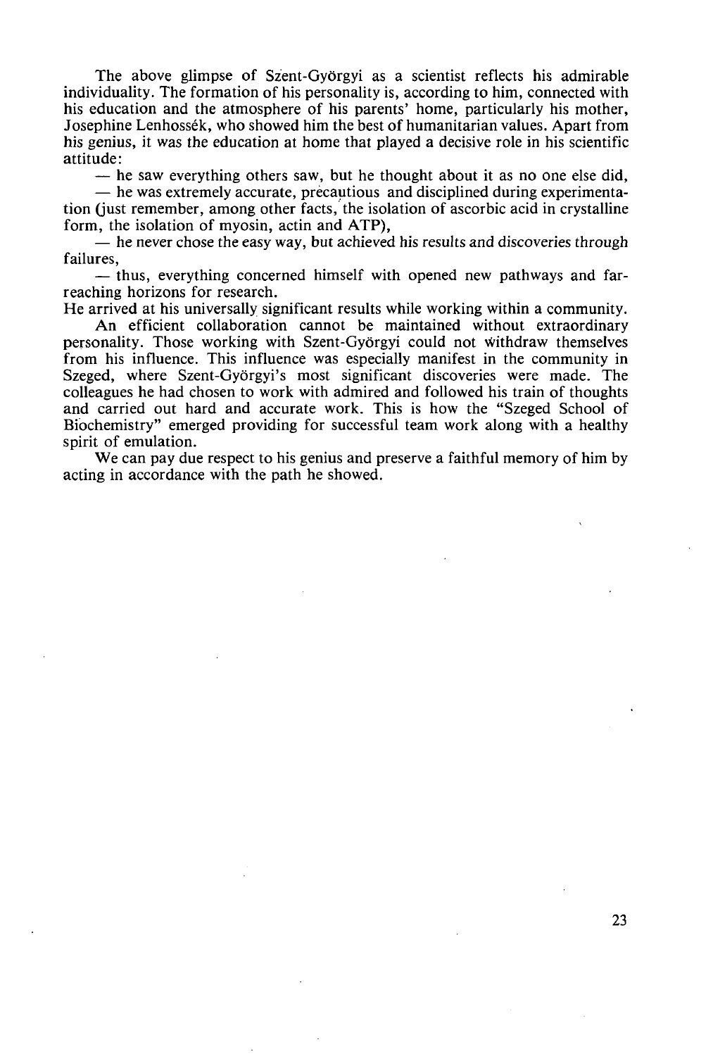The above glimpse of Szent-Györgyi as a scientist reflects his admirable individuality. The formation of his personality is, according to him, connected with his education and the atmosphere of his parents' home, particularly his mother, Josephine Lenhossék, who showed him the best of humanitarian values. Apart from his genius, it was the education at home that played a decisive role in his scientific attitude:

— he saw everything others saw, but he thought about it as no one else did,

— he was extremely accurate, precautious and disciplined during experimentation (just remember, among other facts, the isolation of ascorbic acid in crystalline form, the isolation of myosin, actin and ATP),

— he never chose the easy way, but achieved his results and discoveries through failures,

— thus, everything concerned himself with opened new pathways and far-reaching horizons for research.

He arrived at his universally significant results while working within a community.

An efficient collaboration cannot be maintained without extraordinary personality. Those working with Szent-Györgyi could not withdraw themselves from his influence. This influence was especially manifest in the community in Szeged, where Szent-Györgyi's most significant discoveries were made. The colleagues he had chosen to work with admired and followed his train of thoughts and carried out hard and accurate work. This is how the "Szeged School of Biochemistry" emerged providing for successful team work along with a healthy spirit of emulation.

We can pay due respect to his genius and preserve a faithful memory of him by acting in accordance with the path he showed.